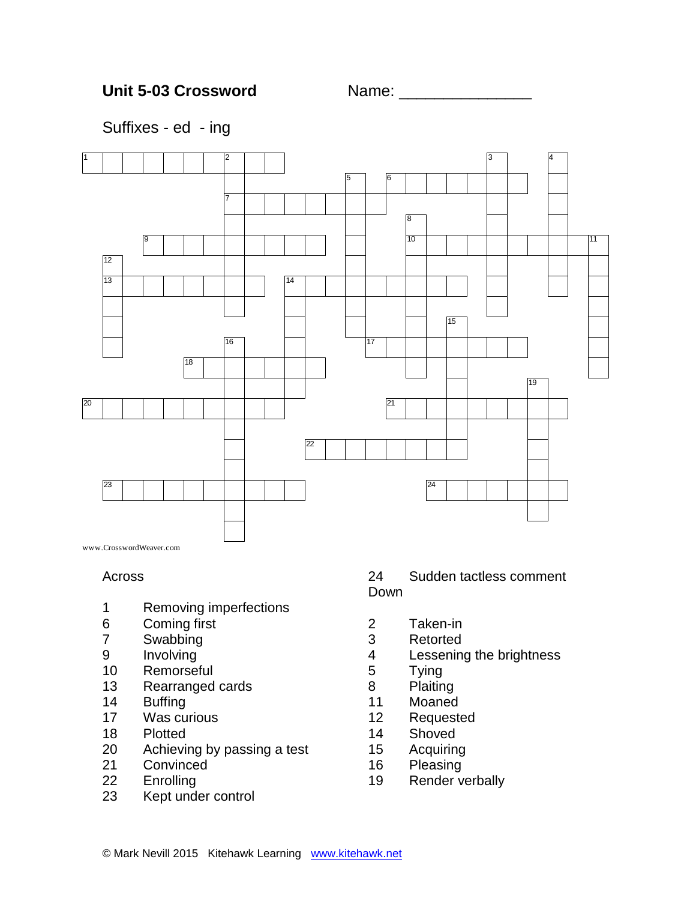**Unit 5-03 Crossword** Name: _______________

Suffixes - ed - ing

www.CrosswordWeaver.com

Across

1 Removing imperfections
6 Coming first
7 Swabbing
9 Involving
10 Remorseful
13 Rearranged cards
14 Buffing
17 Was curious
18 Plotted
20 Achieving by passing a test
21 Convinced
22 Enrolling
23 Kept under control
24 Sudden tactless comment

Down

2 Taken-in
3 Retorted
4 Lessening the brightness
5 Tying
8 Plaiting
11 Moaned
12 Requested
14 Shoved
15 Acquiring
16 Pleasing
19 Render verbally

© Mark Nevill 2015 Kitehawk Learning www.kitehawk.net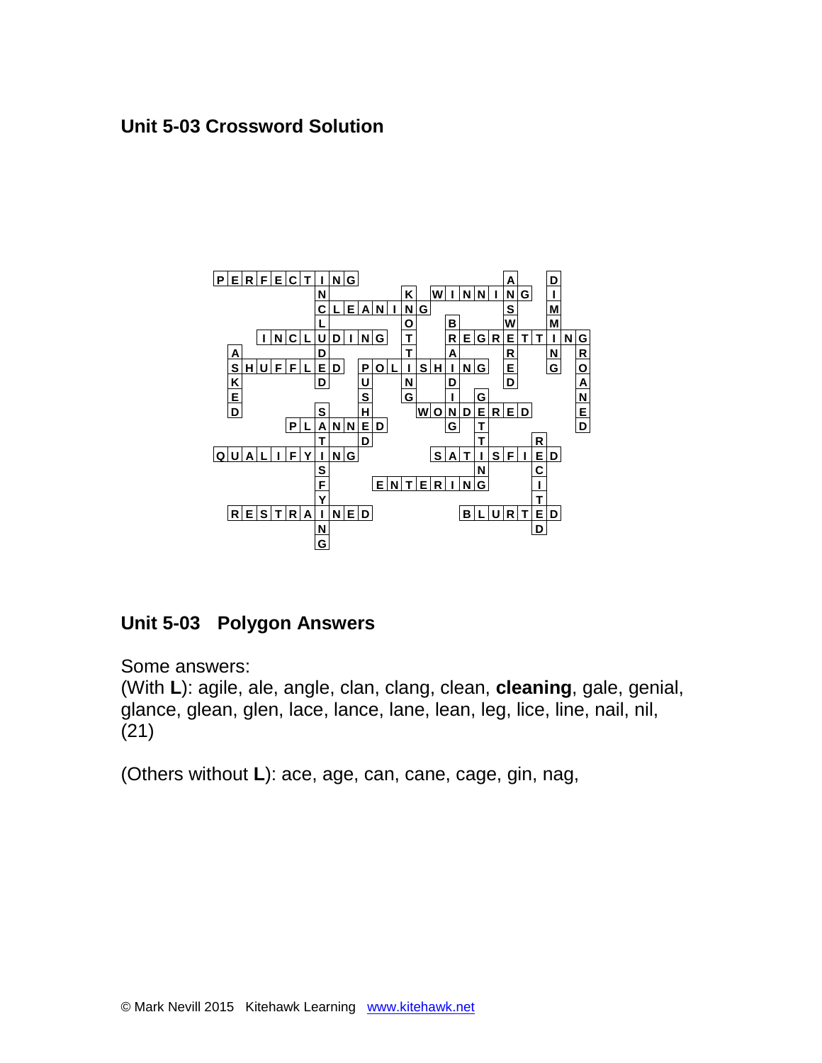## Unit 5-03 Crossword Solution

```
PERFECTING          A  D
       N     K WINNING I
       CLEANING     S  M
       L     O  B   W  M
   INCLUDING T  REGRETTING
 A     D     T  A   R  N R
 SHUFFLED POLISHING E  G O
 K     D  U  N  D   D    A
 E        S  G  I G      N
 D     S  H   WONDERED   E
     PLANNED    G T      D
       T  D       T   R
QUALIFYING     SATISFIED
       S          N   C
       F   ENTERING   I
       Y              T
 RESTRAINED      BLURTED
       N              D
       G
```

## Unit 5-03 Polygon Answers

Some answers:
(With **L**): agile, ale, angle, clan, clang, clean, **cleaning**, gale, genial, glance, glean, glen, lace, lance, lane, lean, leg, lice, line, nail, nil, (21)

(Others without **L**): ace, age, can, cane, cage, gin, nag,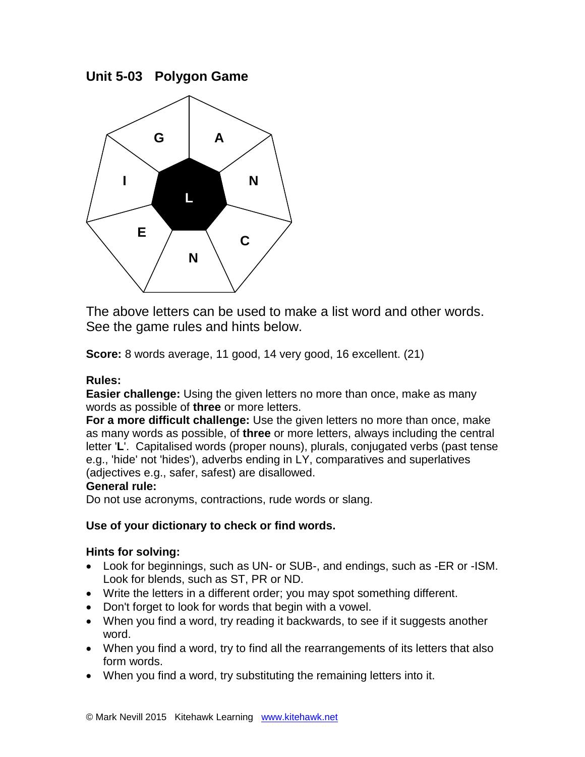## Unit 5-03 Polygon Game

G A N C N E I L

The above letters can be used to make a list word and other words. See the game rules and hints below.

**Score:** 8 words average, 11 good, 14 very good, 16 excellent. (21)

**Rules:**

**Easier challenge:** Using the given letters no more than once, make as many words as possible of **three** or more letters.

**For a more difficult challenge:** Use the given letters no more than once, make as many words as possible, of **three** or more letters, always including the central letter '**L**'. Capitalised words (proper nouns), plurals, conjugated verbs (past tense e.g., 'hide' not 'hides'), adverbs ending in LY, comparatives and superlatives (adjectives e.g., safer, safest) are disallowed.

**General rule:**

Do not use acronyms, contractions, rude words or slang.

**Use of your dictionary to check or find words.**

**Hints for solving:**

- Look for beginnings, such as UN- or SUB-, and endings, such as -ER or -ISM. Look for blends, such as ST, PR or ND.
- Write the letters in a different order; you may spot something different.
- Don't forget to look for words that begin with a vowel.
- When you find a word, try reading it backwards, to see if it suggests another word.
- When you find a word, try to find all the rearrangements of its letters that also form words.
- When you find a word, try substituting the remaining letters into it.

© Mark Nevill 2015 Kitehawk Learning www.kitehawk.net